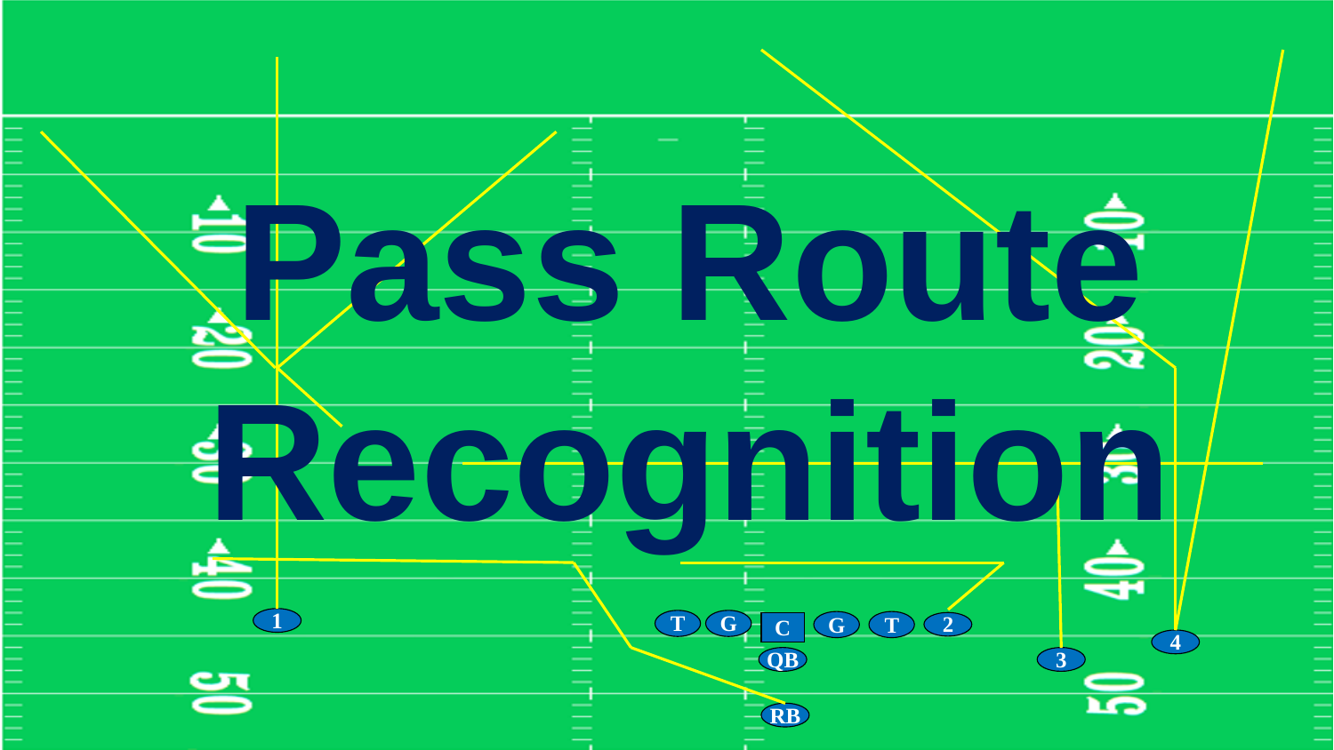# Pass Route Recognition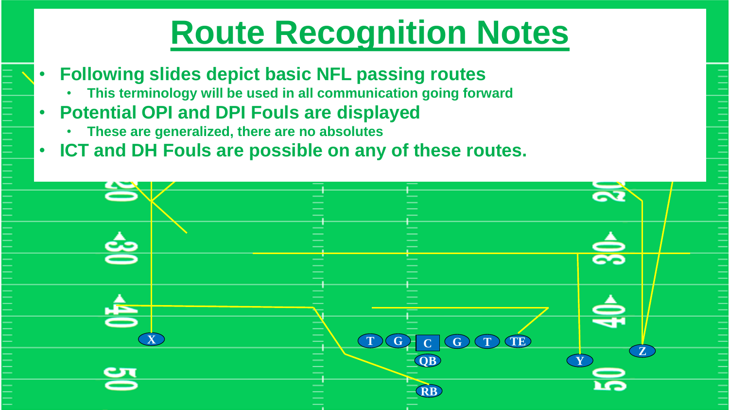# Route Recognition Notes

- **Following slides depict basic NFL passing routes**
  - **This terminology will be used in all communication going forward**
- **Potential OPI and DPI Fouls are displayed**
  - **These are generalized, there are no absolutes**
- **ICT and DH Fouls are possible on any of these routes.**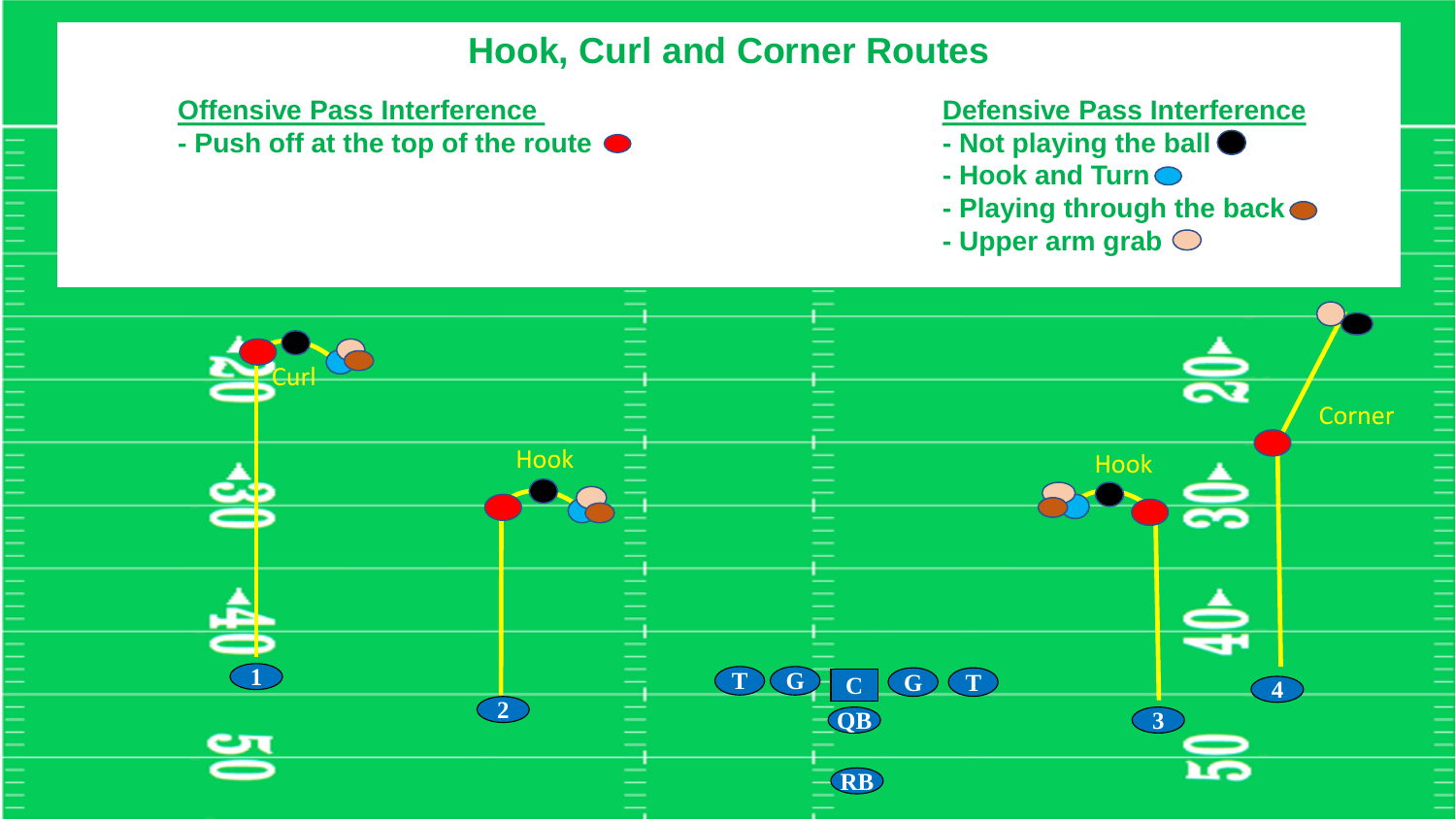# Hook, Curl and Corner Routes

## Offensive Pass Interference

- Push off at the top of the route

## Defensive Pass Interference

- Not playing the ball
- Hook and Turn
- Playing through the back
- Upper arm grab

Curl

Hook

Hook

Corner

1 2 T G C G T QB RB 3 4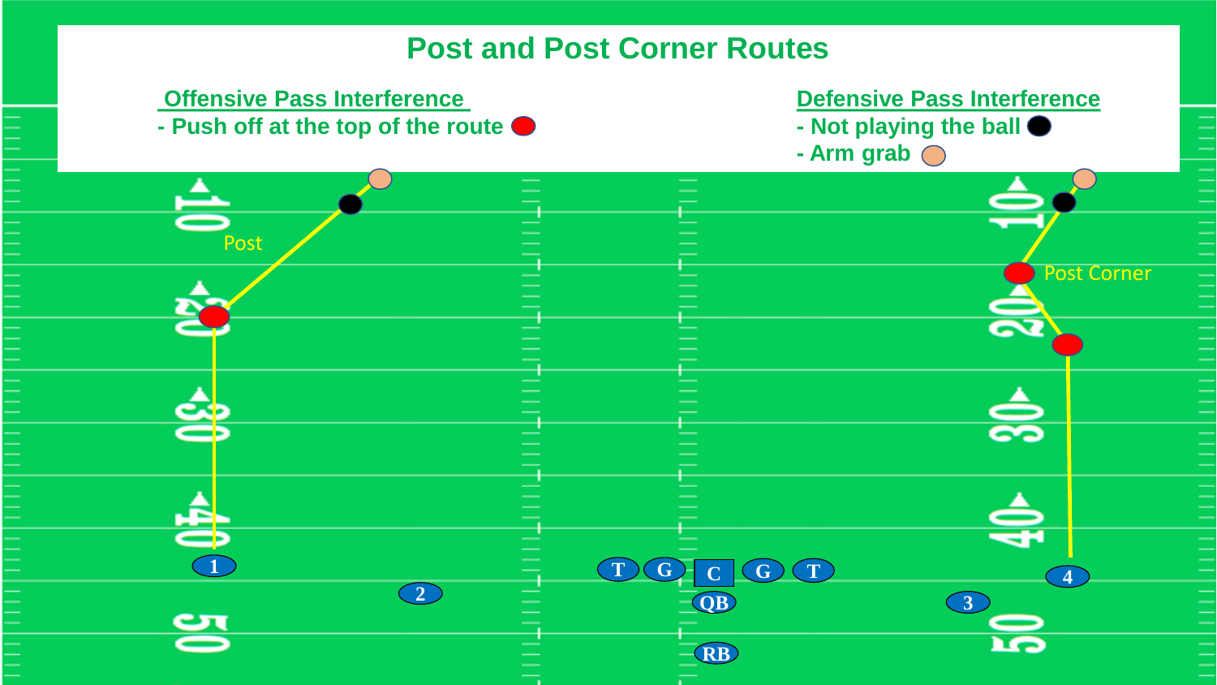# Post and Post Corner Routes

**Offensive Pass Interference**

- Push off at the top of the route

**Defensive Pass Interference**

- Not playing the ball
- Arm grab

Post

Post Corner

1 2 T G C G T 4 QB 3 RB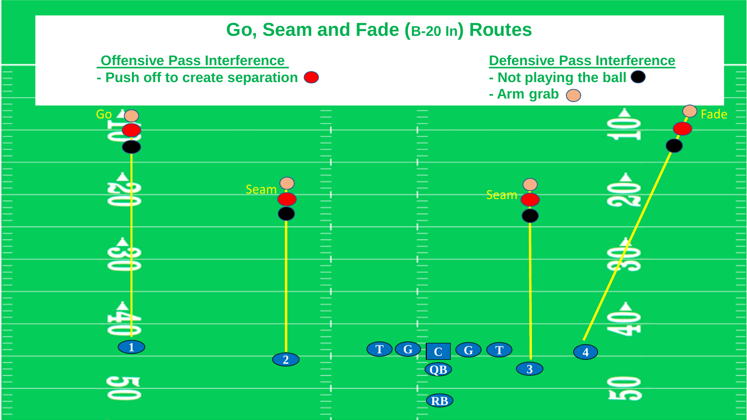# Go, Seam and Fade (B-20 In) Routes

**Offensive Pass Interference**

- Push off to create separation (red)

**Defensive Pass Interference**

- Not playing the ball (black)
- Arm grab (tan)

Go

Seam

Seam

Fade

1 2 T G C G T 3 4

QB

RB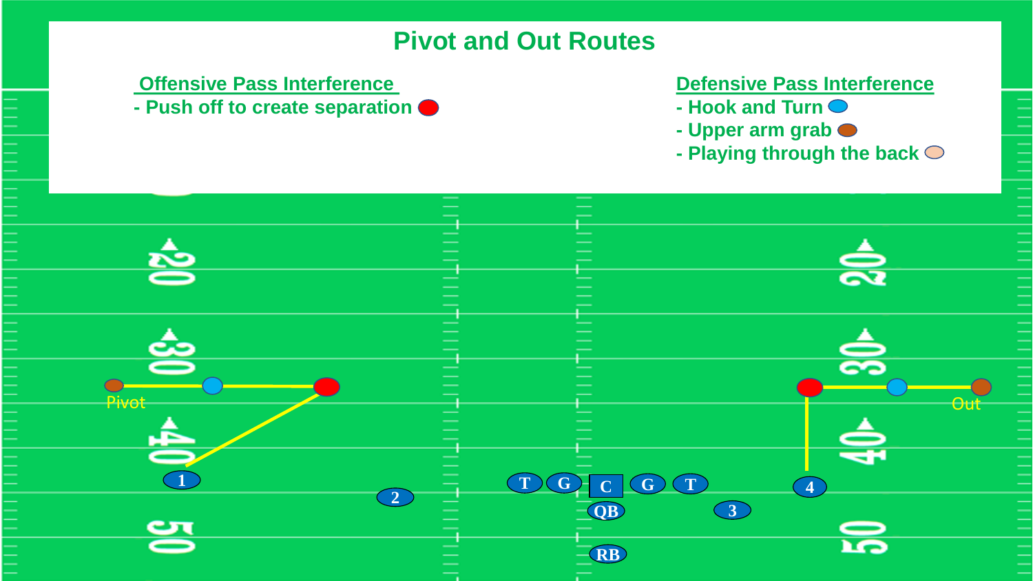# Pivot and Out Routes

**Offensive Pass Interference**

- Push off to create separation

**Defensive Pass Interference**

- Hook and Turn
- Upper arm grab
- Playing through the back

Pivot

Out

1 2 T G C G T 4 QB 3 RB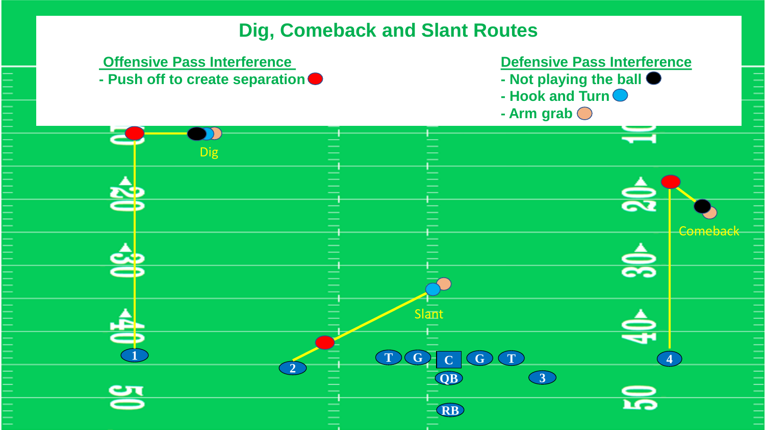# Dig, Comeback and Slant Routes

**Offensive Pass Interference**

- Push off to create separation

**Defensive Pass Interference**

- Not playing the ball
- Hook and Turn
- Arm grab

Dig

Comeback

Slant

1 2 T G C G T 4 QB 3 RB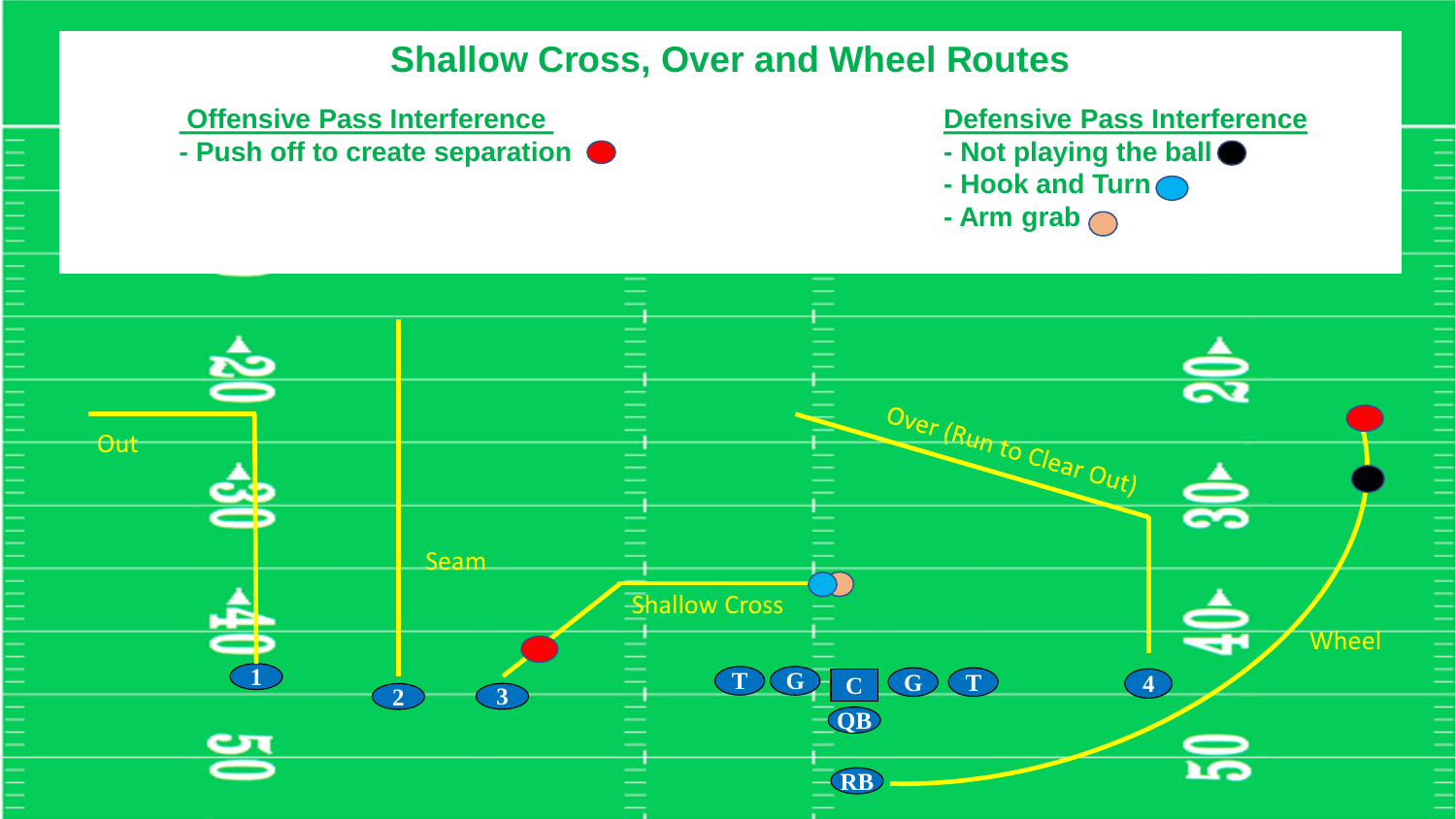# Shallow Cross, Over and Wheel Routes

**Offensive Pass Interference**

- Push off to create separation

**Defensive Pass Interference**

- Not playing the ball
- Hook and Turn
- Arm grab

Out

Seam

Shallow Cross

Over (Run to Clear Out)

Wheel

1 2 3 T G C G T 4

QB

RB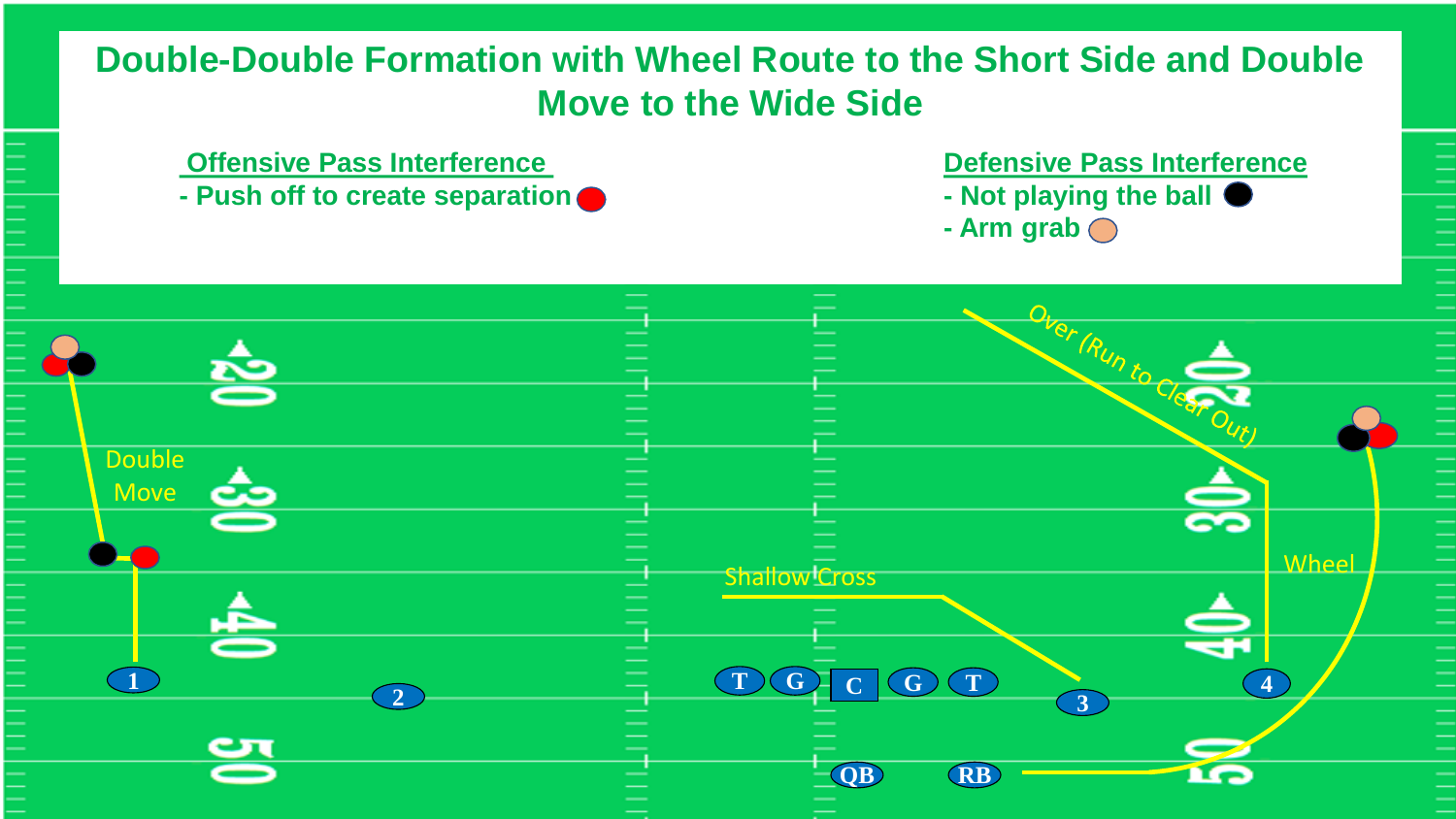# Double-Double Formation with Wheel Route to the Short Side and Double Move to the Wide Side

**Offensive Pass Interference**

- Push off to create separation

**Defensive Pass Interference**

- Not playing the ball
- Arm grab

Double Move

Over (Run to Clear Out)

Wheel

Shallow Cross

1 2 T G C G T 3 4

QB RB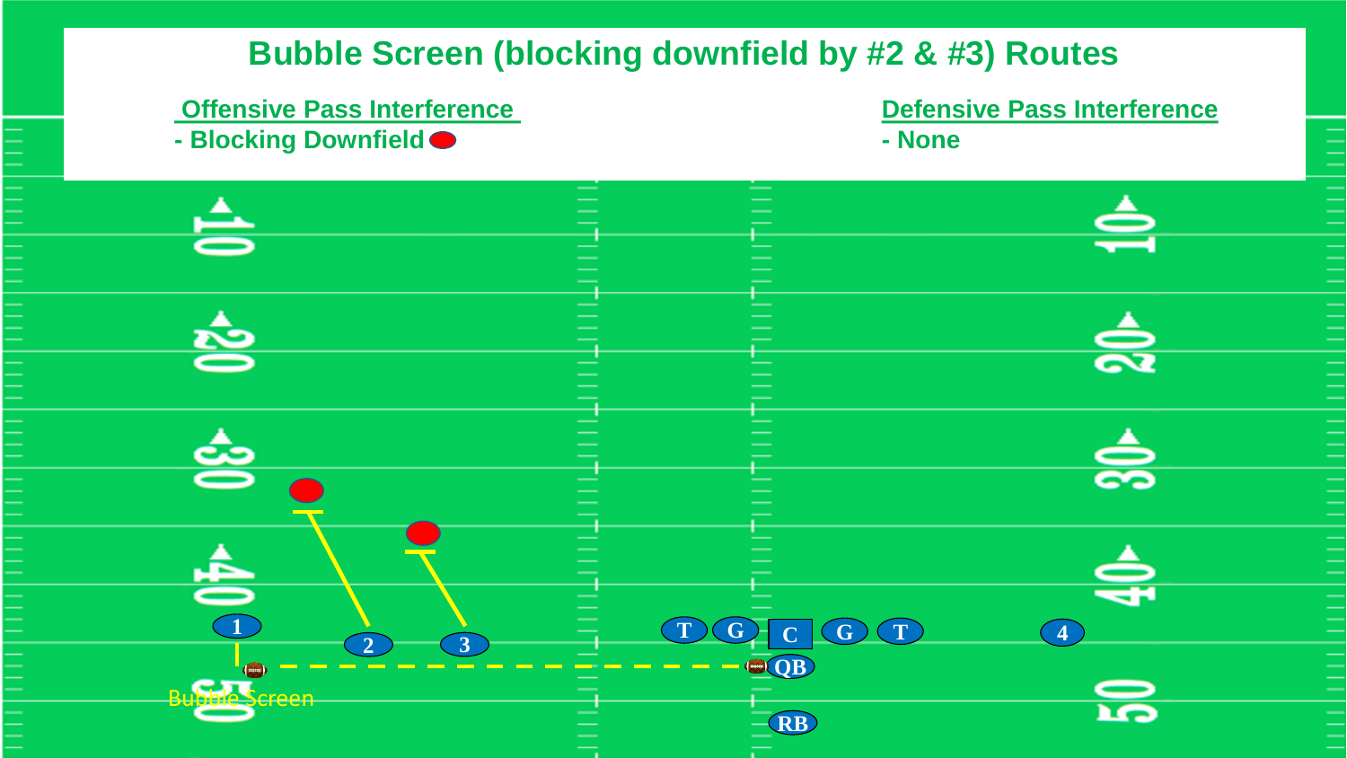# Bubble Screen (blocking downfield by #2 & #3) Routes

**Offensive Pass Interference**

- Blocking Downfield

**Defensive Pass Interference**

- None

Bubble Screen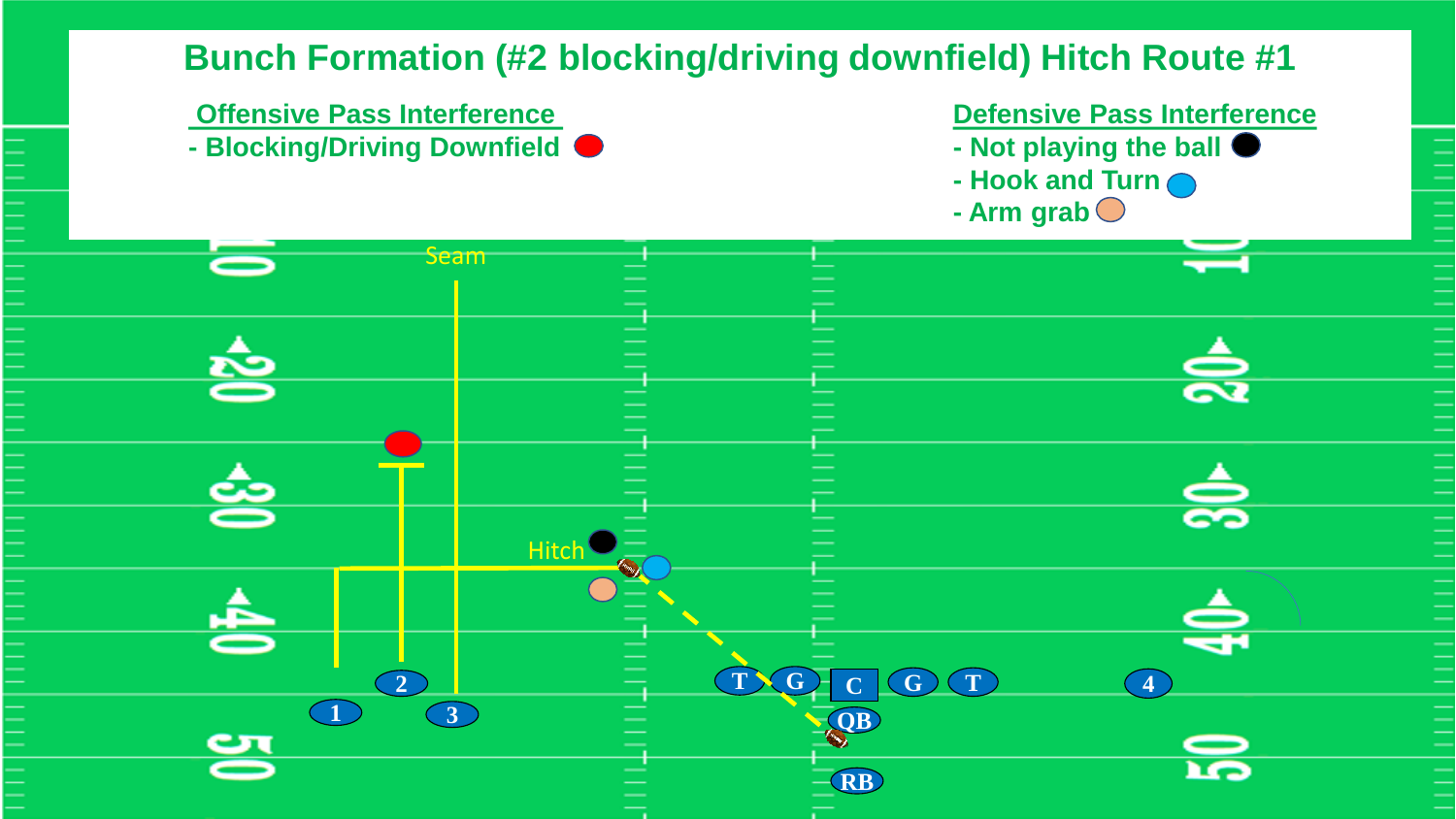# Bunch Formation (#2 blocking/driving downfield) Hitch Route #1

**Offensive Pass Interference**

- Blocking/Driving Downfield

**Defensive Pass Interference**

- Not playing the ball
- Hook and Turn
- Arm grab

Seam

Hitch

1 2 3 T G C G T 4 QB RB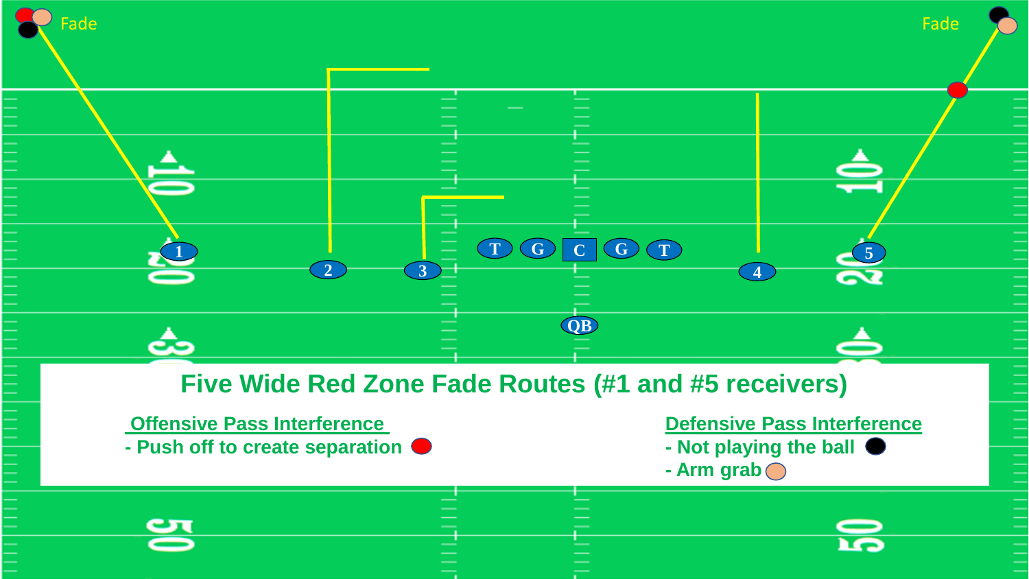Fade

Fade

T G C G T

1 2 3 4 5

QB

10 20 30 50

10 20 30 50

## Five Wide Red Zone Fade Routes (#1 and #5 receivers)

**Offensive Pass Interference**

**- Push off to create separation**

**Defensive Pass Interference**

**- Not playing the ball**

**- Arm grab**